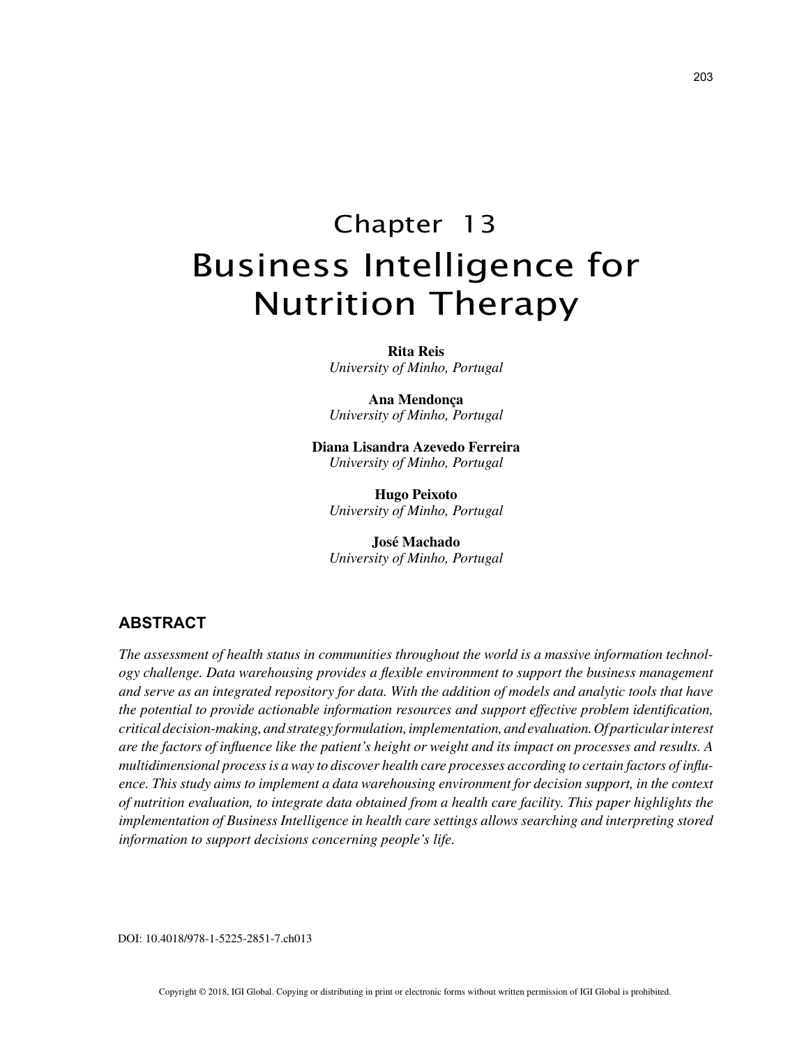# Chapter 13
# Business Intelligence for Nutrition Therapy

**Rita Reis**
*University of Minho, Portugal*

**Ana Mendonça**
*University of Minho, Portugal*

**Diana Lisandra Azevedo Ferreira**
*University of Minho, Portugal*

**Hugo Peixoto**
*University of Minho, Portugal*

**José Machado**
*University of Minho, Portugal*

## ABSTRACT

*The assessment of health status in communities throughout the world is a massive information technology challenge. Data warehousing provides a flexible environment to support the business management and serve as an integrated repository for data. With the addition of models and analytic tools that have the potential to provide actionable information resources and support effective problem identification, critical decision-making, and strategy formulation, implementation, and evaluation. Of particular interest are the factors of influence like the patient's height or weight and its impact on processes and results. A multidimensional process is a way to discover health care processes according to certain factors of influence. This study aims to implement a data warehousing environment for decision support, in the context of nutrition evaluation, to integrate data obtained from a health care facility. This paper highlights the implementation of Business Intelligence in health care settings allows searching and interpreting stored information to support decisions concerning people's life.*

DOI: 10.4018/978-1-5225-2851-7.ch013

Copyright © 2018, IGI Global. Copying or distributing in print or electronic forms without written permission of IGI Global is prohibited.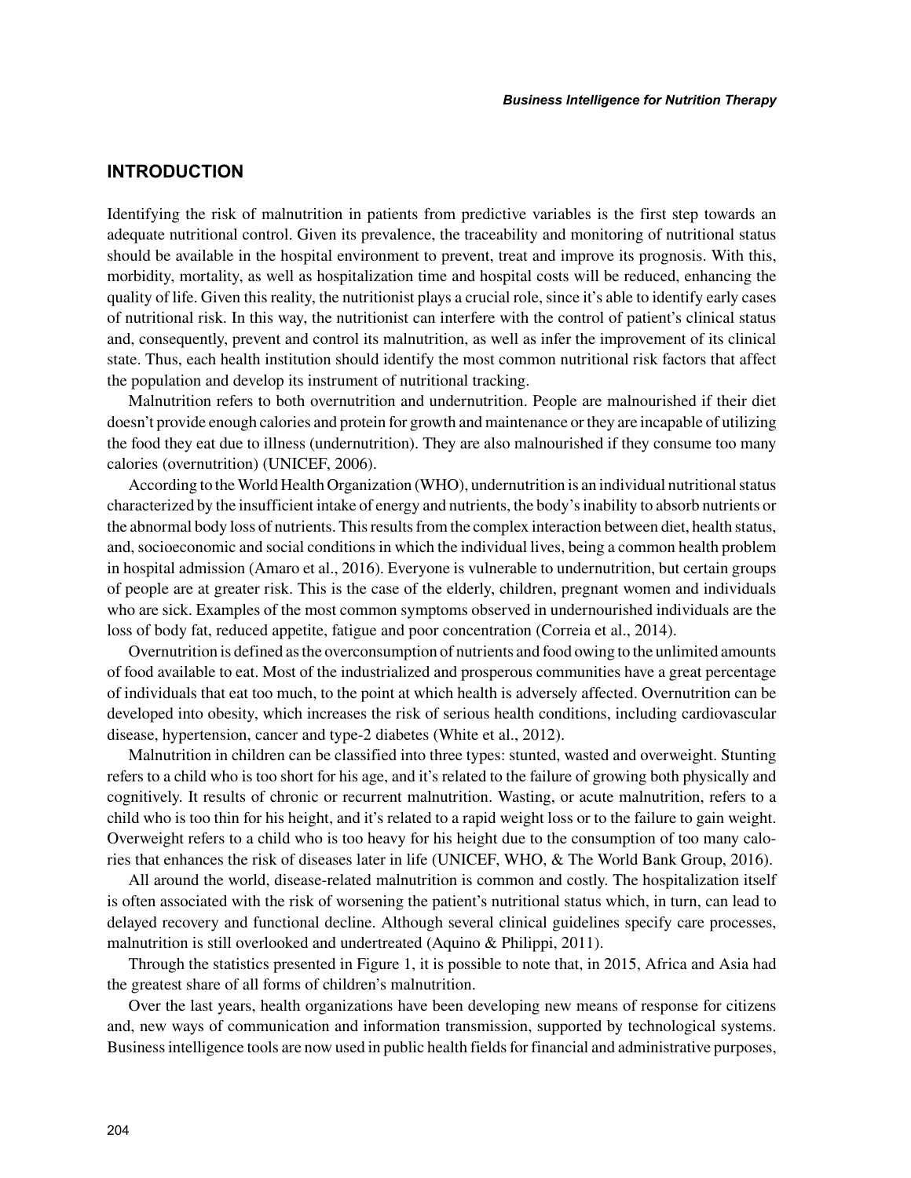## INTRODUCTION

Identifying the risk of malnutrition in patients from predictive variables is the first step towards an adequate nutritional control. Given its prevalence, the traceability and monitoring of nutritional status should be available in the hospital environment to prevent, treat and improve its prognosis. With this, morbidity, mortality, as well as hospitalization time and hospital costs will be reduced, enhancing the quality of life. Given this reality, the nutritionist plays a crucial role, since it's able to identify early cases of nutritional risk. In this way, the nutritionist can interfere with the control of patient's clinical status and, consequently, prevent and control its malnutrition, as well as infer the improvement of its clinical state. Thus, each health institution should identify the most common nutritional risk factors that affect the population and develop its instrument of nutritional tracking.

Malnutrition refers to both overnutrition and undernutrition. People are malnourished if their diet doesn't provide enough calories and protein for growth and maintenance or they are incapable of utilizing the food they eat due to illness (undernutrition). They are also malnourished if they consume too many calories (overnutrition) (UNICEF, 2006).

According to the World Health Organization (WHO), undernutrition is an individual nutritional status characterized by the insufficient intake of energy and nutrients, the body's inability to absorb nutrients or the abnormal body loss of nutrients. This results from the complex interaction between diet, health status, and, socioeconomic and social conditions in which the individual lives, being a common health problem in hospital admission (Amaro et al., 2016). Everyone is vulnerable to undernutrition, but certain groups of people are at greater risk. This is the case of the elderly, children, pregnant women and individuals who are sick. Examples of the most common symptoms observed in undernourished individuals are the loss of body fat, reduced appetite, fatigue and poor concentration (Correia et al., 2014).

Overnutrition is defined as the overconsumption of nutrients and food owing to the unlimited amounts of food available to eat. Most of the industrialized and prosperous communities have a great percentage of individuals that eat too much, to the point at which health is adversely affected. Overnutrition can be developed into obesity, which increases the risk of serious health conditions, including cardiovascular disease, hypertension, cancer and type-2 diabetes (White et al., 2012).

Malnutrition in children can be classified into three types: stunted, wasted and overweight. Stunting refers to a child who is too short for his age, and it's related to the failure of growing both physically and cognitively. It results of chronic or recurrent malnutrition. Wasting, or acute malnutrition, refers to a child who is too thin for his height, and it's related to a rapid weight loss or to the failure to gain weight. Overweight refers to a child who is too heavy for his height due to the consumption of too many calories that enhances the risk of diseases later in life (UNICEF, WHO, & The World Bank Group, 2016).

All around the world, disease-related malnutrition is common and costly. The hospitalization itself is often associated with the risk of worsening the patient's nutritional status which, in turn, can lead to delayed recovery and functional decline. Although several clinical guidelines specify care processes, malnutrition is still overlooked and undertreated (Aquino & Philippi, 2011).

Through the statistics presented in Figure 1, it is possible to note that, in 2015, Africa and Asia had the greatest share of all forms of children's malnutrition.

Over the last years, health organizations have been developing new means of response for citizens and, new ways of communication and information transmission, supported by technological systems. Business intelligence tools are now used in public health fields for financial and administrative purposes,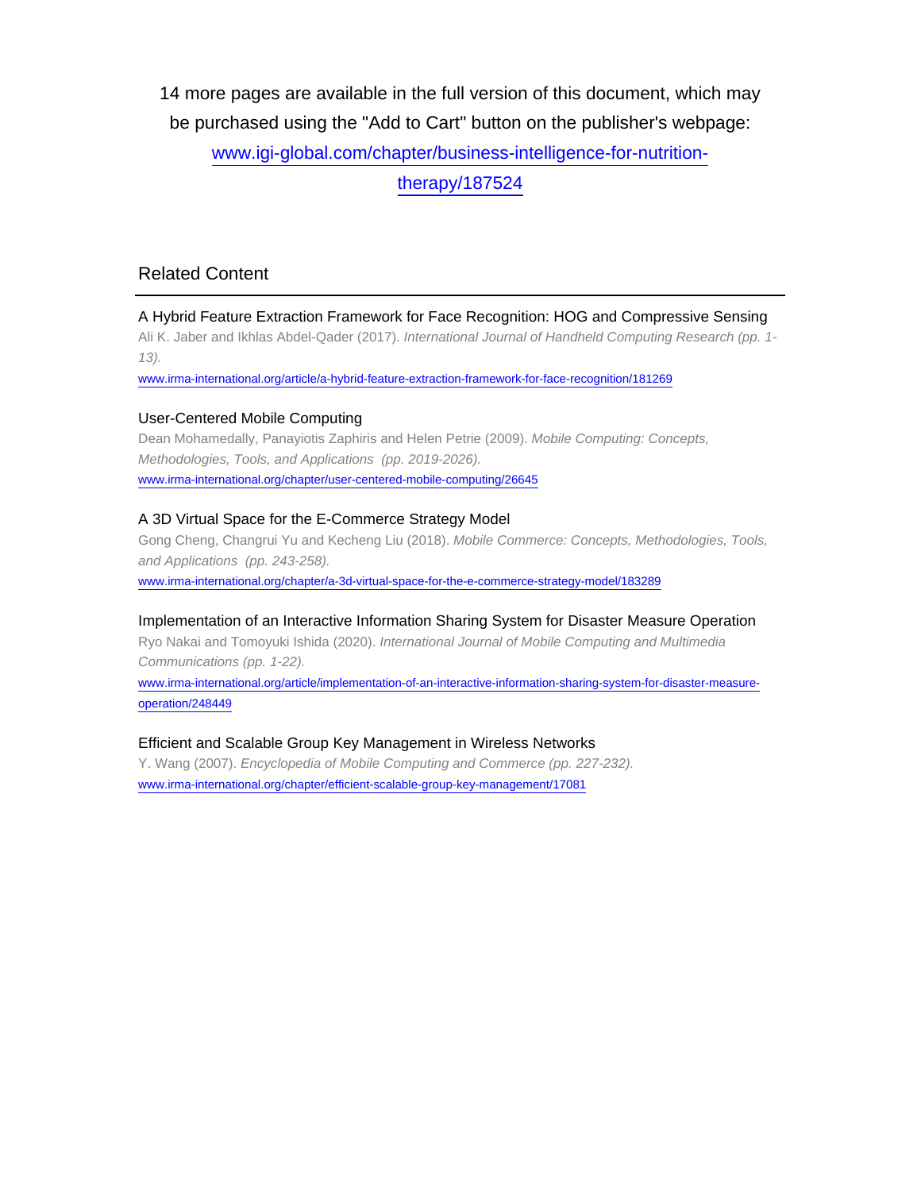14 more pages are available in the full version of this document, which may be purchased using the "Add to Cart" button on the publisher's webpage: [www.igi-global.com/chapter/business-intelligence-for-nutrition-therapy/187524](www.igi-global.com/chapter/business-intelligence-for-nutrition-therapy/187524)

## Related Content

A Hybrid Feature Extraction Framework for Face Recognition: HOG and Compressive Sensing
Ali K. Jaber and Ikhlas Abdel-Qader (2017). *International Journal of Handheld Computing Research (pp. 1-13).*
[www.irma-international.org/article/a-hybrid-feature-extraction-framework-for-face-recognition/181269](www.irma-international.org/article/a-hybrid-feature-extraction-framework-for-face-recognition/181269)

User-Centered Mobile Computing
Dean Mohamedally, Panayiotis Zaphiris and Helen Petrie (2009). *Mobile Computing: Concepts, Methodologies, Tools, and Applications (pp. 2019-2026).*
[www.irma-international.org/chapter/user-centered-mobile-computing/26645](www.irma-international.org/chapter/user-centered-mobile-computing/26645)

A 3D Virtual Space for the E-Commerce Strategy Model
Gong Cheng, Changrui Yu and Kecheng Liu (2018). *Mobile Commerce: Concepts, Methodologies, Tools, and Applications (pp. 243-258).*
[www.irma-international.org/chapter/a-3d-virtual-space-for-the-e-commerce-strategy-model/183289](www.irma-international.org/chapter/a-3d-virtual-space-for-the-e-commerce-strategy-model/183289)

Implementation of an Interactive Information Sharing System for Disaster Measure Operation
Ryo Nakai and Tomoyuki Ishida (2020). *International Journal of Mobile Computing and Multimedia Communications (pp. 1-22).*
[www.irma-international.org/article/implementation-of-an-interactive-information-sharing-system-for-disaster-measure-operation/248449](www.irma-international.org/article/implementation-of-an-interactive-information-sharing-system-for-disaster-measure-operation/248449)

Efficient and Scalable Group Key Management in Wireless Networks
Y. Wang (2007). *Encyclopedia of Mobile Computing and Commerce (pp. 227-232).*
[www.irma-international.org/chapter/efficient-scalable-group-key-management/17081](www.irma-international.org/chapter/efficient-scalable-group-key-management/17081)